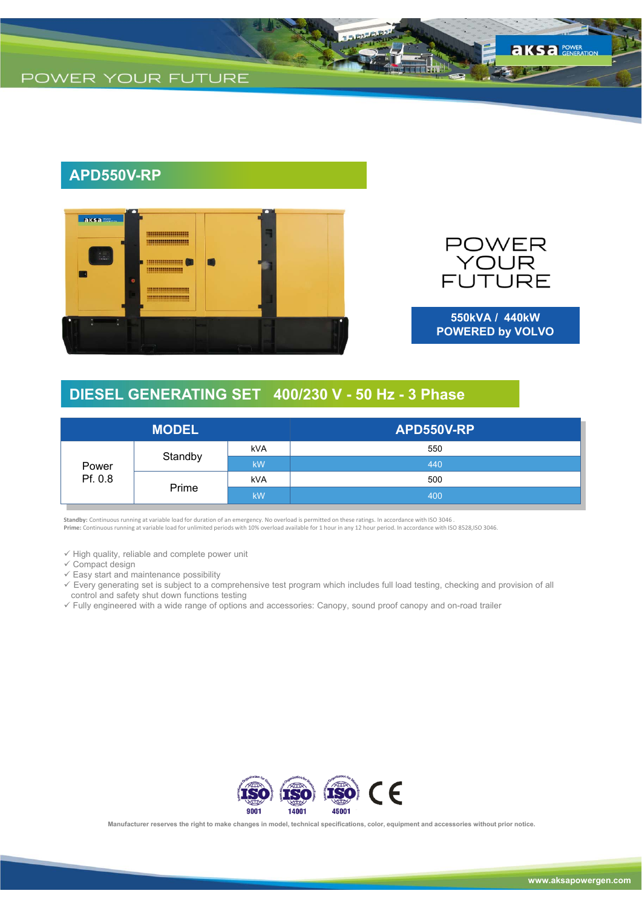POWER YOUR FUTURE

## APD550V-RP

POWER YOUR FUTURE

**550kVA / 440kW**
**POWERED by VOLVO**

## DIESEL GENERATING SET 400/230 V - 50 Hz - 3 Phase

| MODEL | | | APD550V-RP |
|---|---|---|---|
| Power Pf. 0.8 | Standby | kVA | 550 |
| | | kW | 440 |
| | Prime | kVA | 500 |
| | | kW | 400 |

**Standby:** Continuous running at variable load for duration of an emergency. No overload is permitted on these ratings. In accordance with ISO 3046 .
**Prime:** Continuous running at variable load for unlimited periods with 10% overload available for 1 hour in any 12 hour period. In accordance with ISO 8528,ISO 3046.

- ✓ High quality, reliable and complete power unit
- ✓ Compact design
- ✓ Easy start and maintenance possibility
- ✓ Every generating set is subject to a comprehensive test program which includes full load testing, checking and provision of all control and safety shut down functions testing
- ✓ Fully engineered with a wide range of options and accessories: Canopy, sound proof canopy and on-road trailer

ISO 9001 ISO 14001 ISO 45001 CE

**Manufacturer reserves the right to make changes in model, technical specifications, color, equipment and accessories without prior notice.**

**www.aksapowergen.com**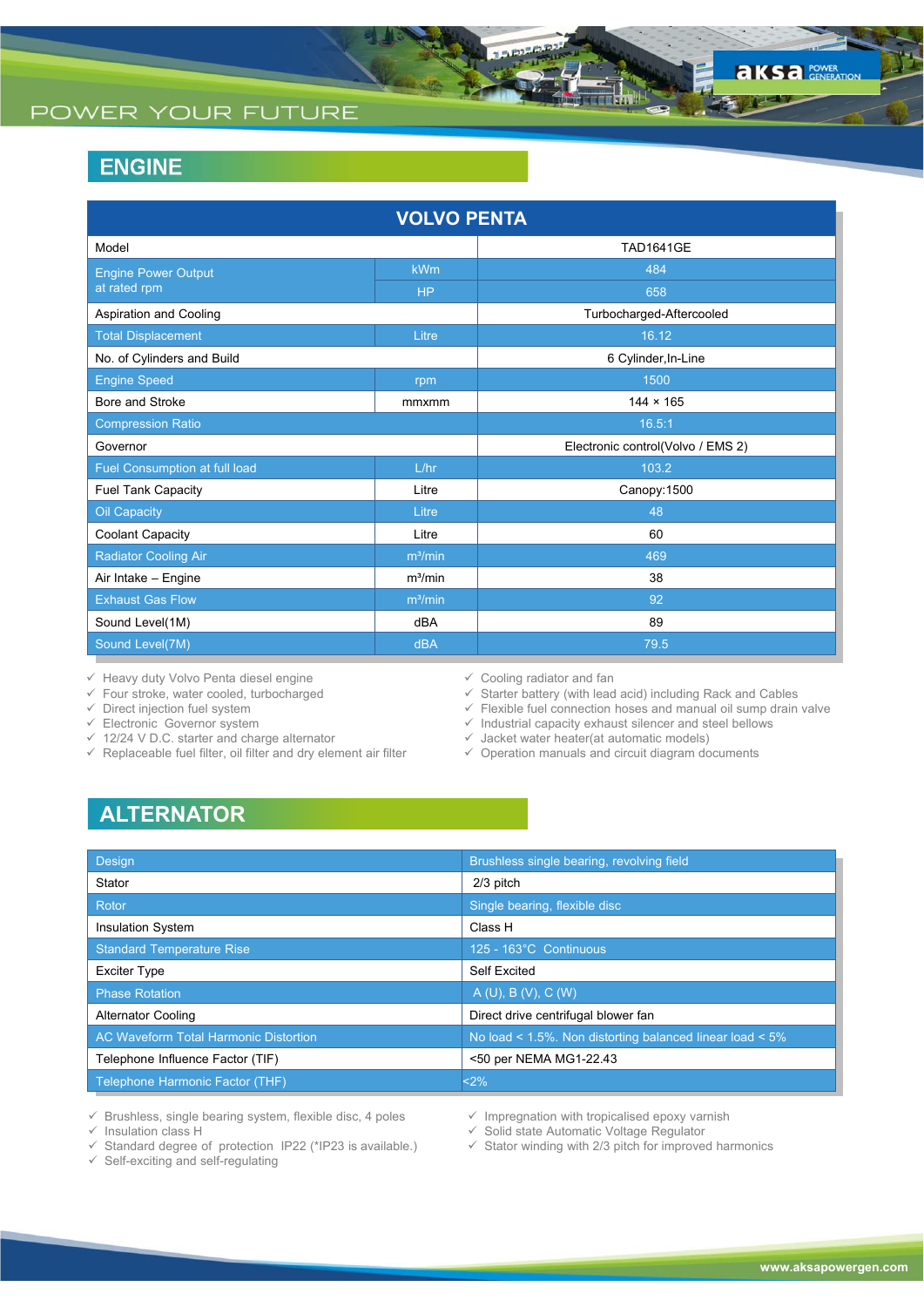## ENGINE

| VOLVO PENTA | | |
|---|---|---|
| Model | | TAD1641GE |
| Engine Power Output at rated rpm | kWm | 484 |
| | HP | 658 |
| Aspiration and Cooling | | Turbocharged-Aftercooled |
| Total Displacement | Litre | 16.12 |
| No. of Cylinders and Build | | 6 Cylinder,In-Line |
| Engine Speed | rpm | 1500 |
| Bore and Stroke | mmxmm | 144 × 165 |
| Compression Ratio | | 16.5:1 |
| Governor | | Electronic control(Volvo / EMS 2) |
| Fuel Consumption at full load | L/hr | 103.2 |
| Fuel Tank Capacity | Litre | Canopy:1500 |
| Oil Capacity | Litre | 48 |
| Coolant Capacity | Litre | 60 |
| Radiator Cooling Air | m³/min | 469 |
| Air Intake – Engine | m³/min | 38 |
| Exhaust Gas Flow | m³/min | 92 |
| Sound Level(1M) | dBA | 89 |
| Sound Level(7M) | dBA | 79.5 |

- ✓ Heavy duty Volvo Penta diesel engine
- ✓ Four stroke, water cooled, turbocharged
- ✓ Direct injection fuel system
- ✓ Electronic Governor system
- ✓ 12/24 V D.C. starter and charge alternator
- ✓ Replaceable fuel filter, oil filter and dry element air filter
- ✓ Cooling radiator and fan
- ✓ Starter battery (with lead acid) including Rack and Cables
- ✓ Flexible fuel connection hoses and manual oil sump drain valve
- ✓ Industrial capacity exhaust silencer and steel bellows
- ✓ Jacket water heater(at automatic models)
- ✓ Operation manuals and circuit diagram documents

## ALTERNATOR

| Design | Brushless single bearing, revolving field |
|---|---|
| Stator | 2/3 pitch |
| Rotor | Single bearing, flexible disc |
| Insulation System | Class H |
| Standard Temperature Rise | 125 - 163°C Continuous |
| Exciter Type | Self Excited |
| Phase Rotation | A (U), B (V), C (W) |
| Alternator Cooling | Direct drive centrifugal blower fan |
| AC Waveform Total Harmonic Distortion | No load < 1.5%. Non distorting balanced linear load < 5% |
| Telephone Influence Factor (TIF) | <50 per NEMA MG1-22.43 |
| Telephone Harmonic Factor (THF) | <2% |

- ✓ Brushless, single bearing system, flexible disc, 4 poles
- ✓ Insulation class H
- ✓ Standard degree of protection IP22 (*IP23 is available.)
- ✓ Self-exciting and self-regulating
- ✓ Impregnation with tropicalised epoxy varnish
- ✓ Solid state Automatic Voltage Regulator
- ✓ Stator winding with 2/3 pitch for improved harmonics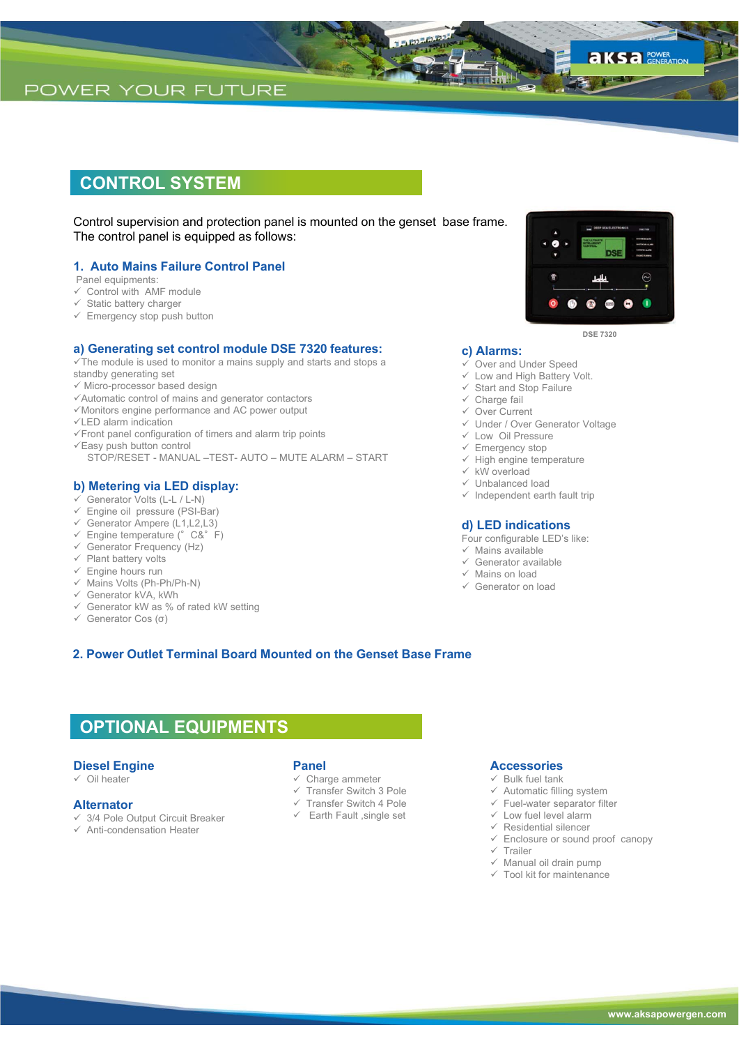## CONTROL SYSTEM

Control supervision and protection panel is mounted on the genset base frame. The control panel is equipped as follows:

### 1. Auto Mains Failure Control Panel

Panel equipments:

- ✓ Control with AMF module
- ✓ Static battery charger
- ✓ Emergency stop push button

DSE 7320

### a) Generating set control module DSE 7320 features:

- ✓The module is used to monitor a mains supply and starts and stops a standby generating set
- ✓ Micro-processor based design
- ✓Automatic control of mains and generator contactors
- ✓Monitors engine performance and AC power output
- ✓LED alarm indication
- ✓Front panel configuration of timers and alarm trip points
- ✓Easy push button control
  STOP/RESET - MANUAL –TEST- AUTO – MUTE ALARM – START

### b) Metering via LED display:

- ✓ Generator Volts (L-L / L-N)
- ✓ Engine oil pressure (PSI-Bar)
- ✓ Generator Ampere (L1,L2,L3)
- ✓ Engine temperature (° C& ° F)
- ✓ Generator Frequency (Hz)
- ✓ Plant battery volts
- ✓ Engine hours run
- ✓ Mains Volts (Ph-Ph/Ph-N)
- ✓ Generator kVA, kWh
- ✓ Generator kW as % of rated kW setting
- ✓ Generator Cos (σ)

### c) Alarms:

- ✓ Over and Under Speed
- ✓ Low and High Battery Volt.
- ✓ Start and Stop Failure
- ✓ Charge fail
- ✓ Over Current
- ✓ Under / Over Generator Voltage
- ✓ Low Oil Pressure
- ✓ Emergency stop
- ✓ High engine temperature
- ✓ kW overload
- ✓ Unbalanced load
- ✓ Independent earth fault trip

### d) LED indications

Four configurable LED's like:

- ✓ Mains available
- ✓ Generator available
- ✓ Mains on load
- ✓ Generator on load

### 2. Power Outlet Terminal Board Mounted on the Genset Base Frame

## OPTIONAL EQUIPMENTS

### Diesel Engine

- ✓ Oil heater

### Alternator

- ✓ 3/4 Pole Output Circuit Breaker
- ✓ Anti-condensation Heater

### Panel

- ✓ Charge ammeter
- ✓ Transfer Switch 3 Pole
- ✓ Transfer Switch 4 Pole
- ✓ Earth Fault ,single set

### Accessories

- ✓ Bulk fuel tank
- ✓ Automatic filling system
- ✓ Fuel-water separator filter
- ✓ Low fuel level alarm
- ✓ Residential silencer
- ✓ Enclosure or sound proof canopy
- ✓ Trailer
- ✓ Manual oil drain pump
- ✓ Tool kit for maintenance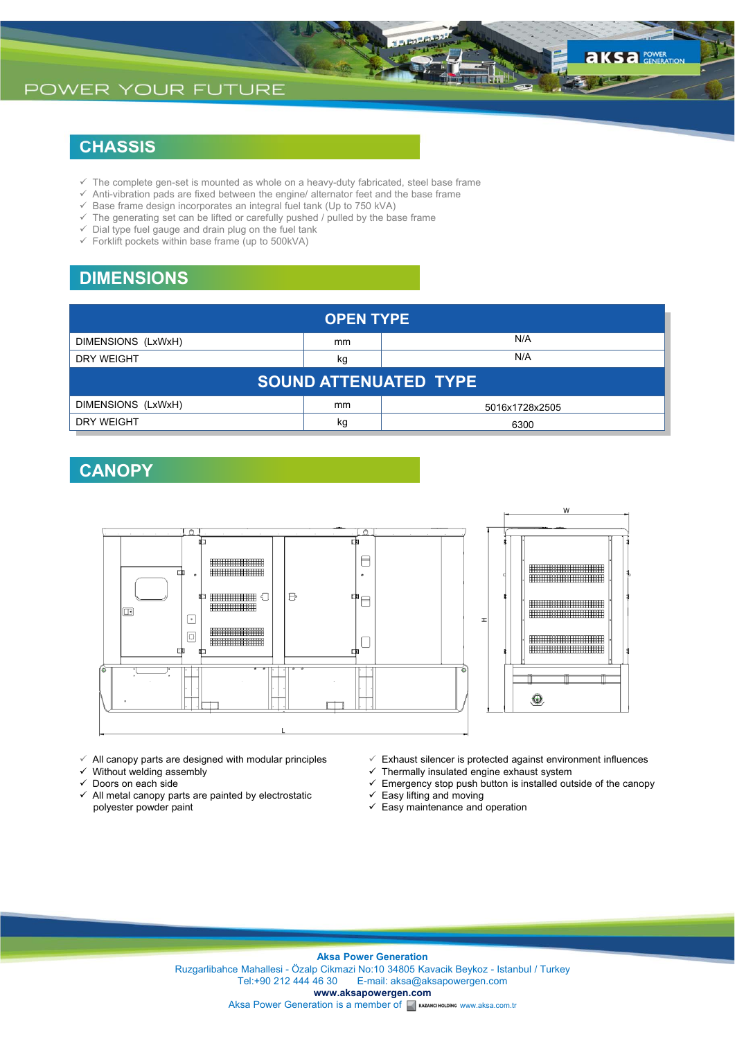## CHASSIS

- ✓ The complete gen-set is mounted as whole on a heavy-duty fabricated, steel base frame
- ✓ Anti-vibration pads are fixed between the engine/ alternator feet and the base frame
- ✓ Base frame design incorporates an integral fuel tank (Up to 750 kVA)
- ✓ The generating set can be lifted or carefully pushed / pulled by the base frame
- ✓ Dial type fuel gauge and drain plug on the fuel tank
- ✓ Forklift pockets within base frame (up to 500kVA)

## DIMENSIONS

| | | |
|---|---|---|
| **OPEN TYPE** | | |
| DIMENSIONS (LxWxH) | mm | N/A |
| DRY WEIGHT | kg | N/A |
| **SOUND ATTENUATED TYPE** | | |
| DIMENSIONS (LxWxH) | mm | 5016x1728x2505 |
| DRY WEIGHT | kg | 6300 |

## CANOPY

W

H

L

- ✓ All canopy parts are designed with modular principles
- ✓ Without welding assembly
- ✓ Doors on each side
- ✓ All metal canopy parts are painted by electrostatic polyester powder paint
- ✓ Exhaust silencer is protected against environment influences
- ✓ Thermally insulated engine exhaust system
- ✓ Emergency stop push button is installed outside of the canopy
- ✓ Easy lifting and moving
- ✓ Easy maintenance and operation

**Aksa Power Generation**
Ruzgarlibahce Mahallesi - Özalp Cikmazi No:10 34805 Kavacik Beykoz - Istanbul / Turkey
Tel:+90 212 444 46 30 E-mail: aksa@aksapowergen.com
**www.aksapowergen.com**
Aksa Power Generation is a member of KAZANCI HOLDING www.aksa.com.tr